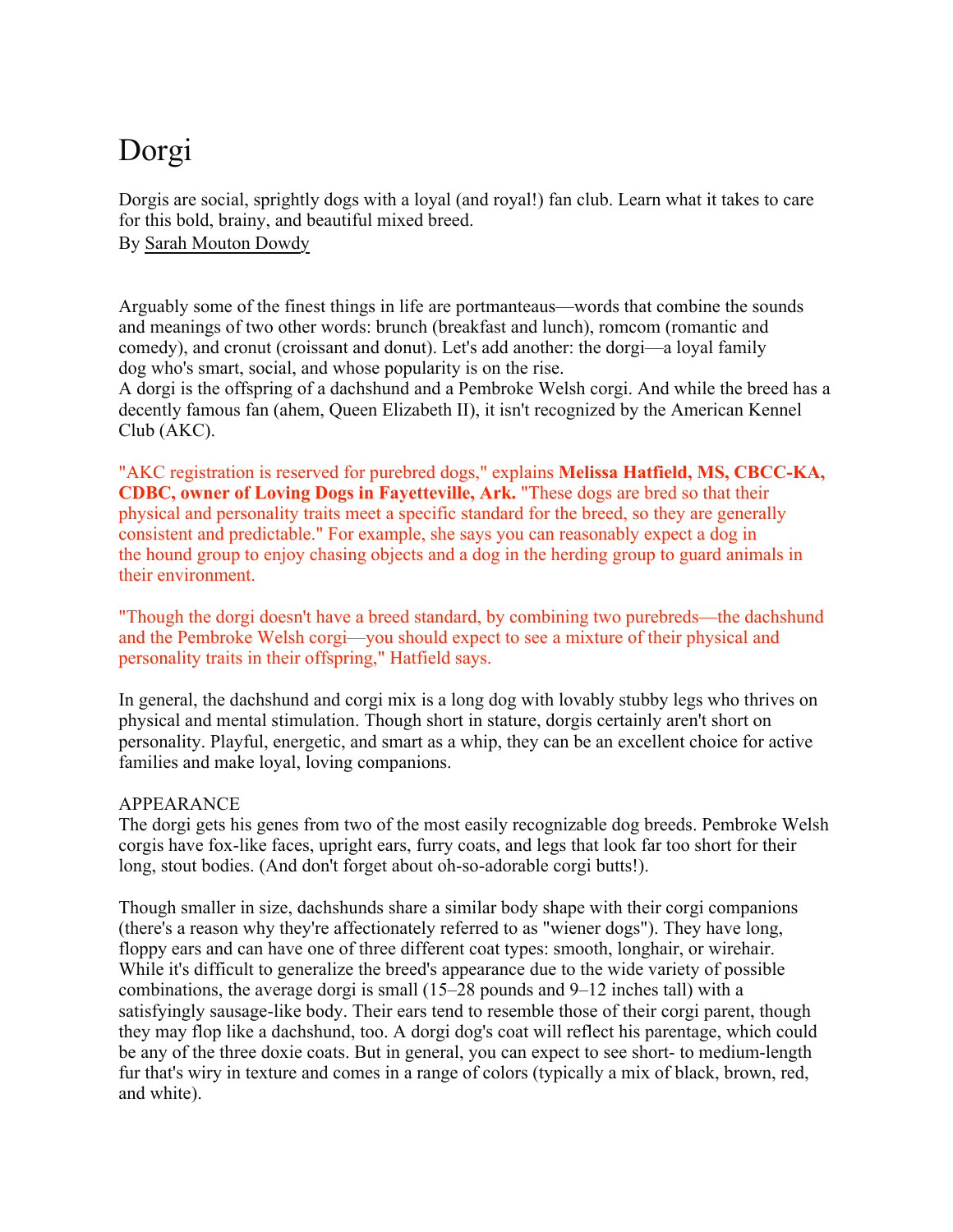# Dorgi

Dorgis are social, sprightly dogs with a loyal (and royal!) fan club. Learn what it takes to care for this bold, brainy, and beautiful mixed breed.
By Sarah Mouton Dowdy

Arguably some of the finest things in life are portmanteaus—words that combine the sounds and meanings of two other words: brunch (breakfast and lunch), romcom (romantic and comedy), and cronut (croissant and donut). Let's add another: the dorgi—a loyal family dog who's smart, social, and whose popularity is on the rise.
A dorgi is the offspring of a dachshund and a Pembroke Welsh corgi. And while the breed has a decently famous fan (ahem, Queen Elizabeth II), it isn't recognized by the American Kennel Club (AKC).

"AKC registration is reserved for purebred dogs," explains **Melissa Hatfield, MS, CBCC-KA, CDBC, owner of Loving Dogs in Fayetteville, Ark.** "These dogs are bred so that their physical and personality traits meet a specific standard for the breed, so they are generally consistent and predictable." For example, she says you can reasonably expect a dog in the hound group to enjoy chasing objects and a dog in the herding group to guard animals in their environment.

"Though the dorgi doesn't have a breed standard, by combining two purebreds—the dachshund and the Pembroke Welsh corgi—you should expect to see a mixture of their physical and personality traits in their offspring," Hatfield says.

In general, the dachshund and corgi mix is a long dog with lovably stubby legs who thrives on physical and mental stimulation. Though short in stature, dorgis certainly aren't short on personality. Playful, energetic, and smart as a whip, they can be an excellent choice for active families and make loyal, loving companions.

## APPEARANCE

The dorgi gets his genes from two of the most easily recognizable dog breeds. Pembroke Welsh corgis have fox-like faces, upright ears, furry coats, and legs that look far too short for their long, stout bodies. (And don't forget about oh-so-adorable corgi butts!).

Though smaller in size, dachshunds share a similar body shape with their corgi companions (there's a reason why they're affectionately referred to as "wiener dogs"). They have long, floppy ears and can have one of three different coat types: smooth, longhair, or wirehair. While it's difficult to generalize the breed's appearance due to the wide variety of possible combinations, the average dorgi is small (15–28 pounds and 9–12 inches tall) with a satisfyingly sausage-like body. Their ears tend to resemble those of their corgi parent, though they may flop like a dachshund, too. A dorgi dog's coat will reflect his parentage, which could be any of the three doxie coats. But in general, you can expect to see short- to medium-length fur that's wiry in texture and comes in a range of colors (typically a mix of black, brown, red, and white).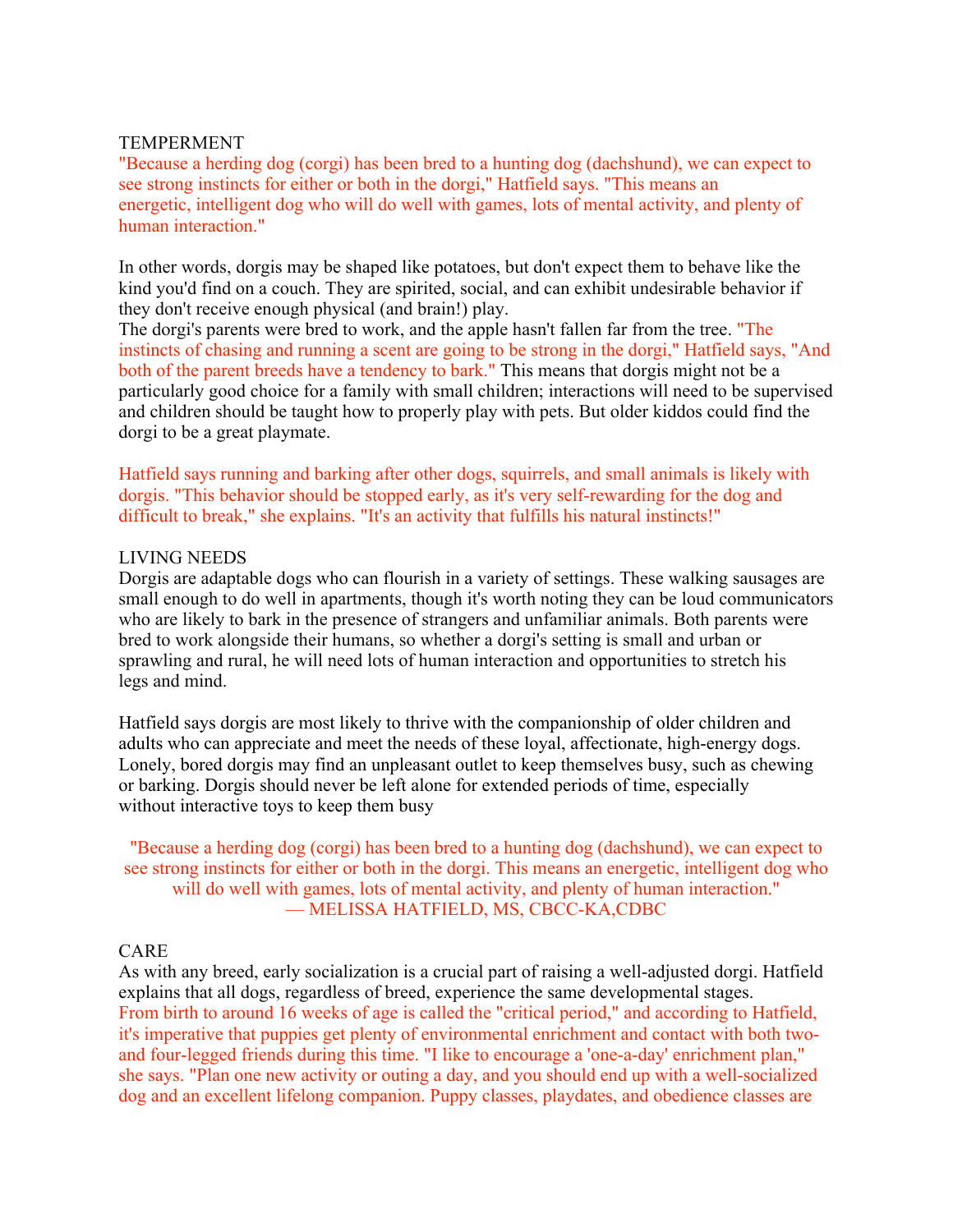## TEMPERMENT

"Because a herding dog (corgi) has been bred to a hunting dog (dachshund), we can expect to see strong instincts for either or both in the dorgi," Hatfield says. "This means an energetic, intelligent dog who will do well with games, lots of mental activity, and plenty of human interaction."

In other words, dorgis may be shaped like potatoes, but don't expect them to behave like the kind you'd find on a couch. They are spirited, social, and can exhibit undesirable behavior if they don't receive enough physical (and brain!) play.

The dorgi's parents were bred to work, and the apple hasn't fallen far from the tree. "The instincts of chasing and running a scent are going to be strong in the dorgi," Hatfield says, "And both of the parent breeds have a tendency to bark." This means that dorgis might not be a particularly good choice for a family with small children; interactions will need to be supervised and children should be taught how to properly play with pets. But older kiddos could find the dorgi to be a great playmate.

Hatfield says running and barking after other dogs, squirrels, and small animals is likely with dorgis. "This behavior should be stopped early, as it's very self-rewarding for the dog and difficult to break," she explains. "It's an activity that fulfills his natural instincts!"

## LIVING NEEDS

Dorgis are adaptable dogs who can flourish in a variety of settings. These walking sausages are small enough to do well in apartments, though it's worth noting they can be loud communicators who are likely to bark in the presence of strangers and unfamiliar animals. Both parents were bred to work alongside their humans, so whether a dorgi's setting is small and urban or sprawling and rural, he will need lots of human interaction and opportunities to stretch his legs and mind.

Hatfield says dorgis are most likely to thrive with the companionship of older children and adults who can appreciate and meet the needs of these loyal, affectionate, high-energy dogs. Lonely, bored dorgis may find an unpleasant outlet to keep themselves busy, such as chewing or barking. Dorgis should never be left alone for extended periods of time, especially without interactive toys to keep them busy

> "Because a herding dog (corgi) has been bred to a hunting dog (dachshund), we can expect to see strong instincts for either or both in the dorgi. This means an energetic, intelligent dog who will do well with games, lots of mental activity, and plenty of human interaction."
> — MELISSA HATFIELD, MS, CBCC-KA,CDBC

## CARE

As with any breed, early socialization is a crucial part of raising a well-adjusted dorgi. Hatfield explains that all dogs, regardless of breed, experience the same developmental stages.

From birth to around 16 weeks of age is called the "critical period," and according to Hatfield, it's imperative that puppies get plenty of environmental enrichment and contact with both two- and four-legged friends during this time. "I like to encourage a 'one-a-day' enrichment plan," she says. "Plan one new activity or outing a day, and you should end up with a well-socialized dog and an excellent lifelong companion. Puppy classes, playdates, and obedience classes are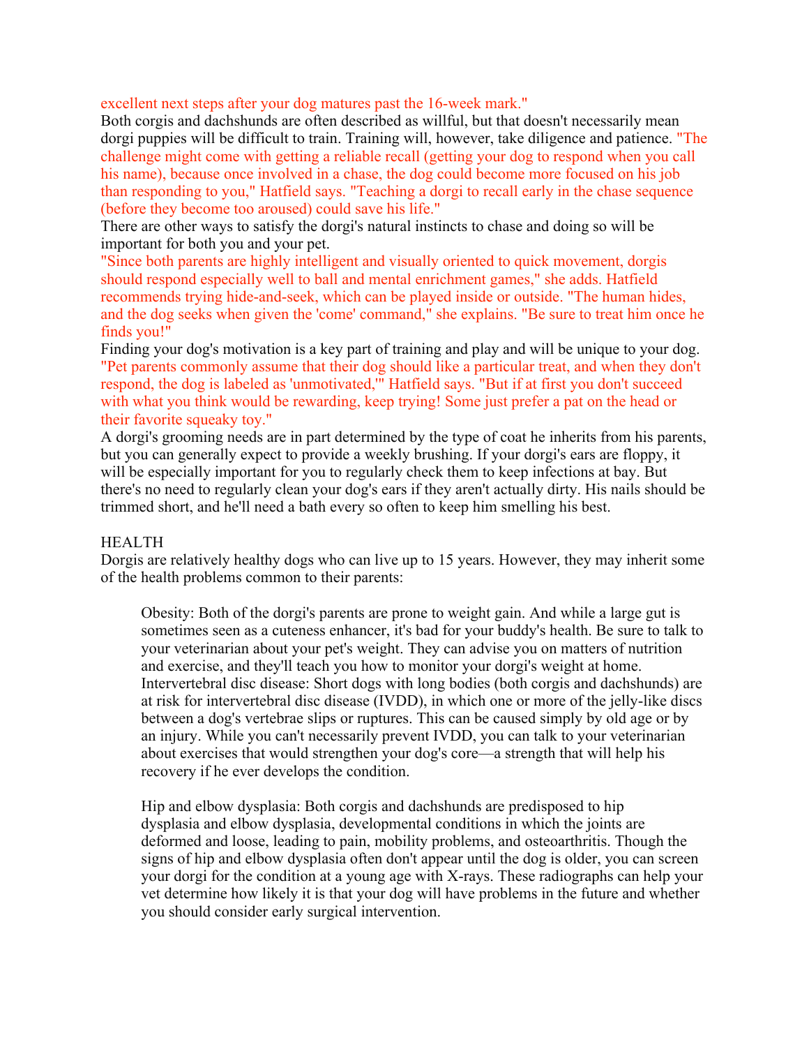excellent next steps after your dog matures past the 16-week mark."

Both corgis and dachshunds are often described as willful, but that doesn't necessarily mean dorgi puppies will be difficult to train. Training will, however, take diligence and patience. "The challenge might come with getting a reliable recall (getting your dog to respond when you call his name), because once involved in a chase, the dog could become more focused on his job than responding to you," Hatfield says. "Teaching a dorgi to recall early in the chase sequence (before they become too aroused) could save his life."

There are other ways to satisfy the dorgi's natural instincts to chase and doing so will be important for both you and your pet.

"Since both parents are highly intelligent and visually oriented to quick movement, dorgis should respond especially well to ball and mental enrichment games," she adds. Hatfield recommends trying hide-and-seek, which can be played inside or outside. "The human hides, and the dog seeks when given the 'come' command," she explains. "Be sure to treat him once he finds you!"

Finding your dog's motivation is a key part of training and play and will be unique to your dog. "Pet parents commonly assume that their dog should like a particular treat, and when they don't respond, the dog is labeled as 'unmotivated,'" Hatfield says. "But if at first you don't succeed with what you think would be rewarding, keep trying! Some just prefer a pat on the head or their favorite squeaky toy."

A dorgi's grooming needs are in part determined by the type of coat he inherits from his parents, but you can generally expect to provide a weekly brushing. If your dorgi's ears are floppy, it will be especially important for you to regularly check them to keep infections at bay. But there's no need to regularly clean your dog's ears if they aren't actually dirty. His nails should be trimmed short, and he'll need a bath every so often to keep him smelling his best.

## HEALTH

Dorgis are relatively healthy dogs who can live up to 15 years. However, they may inherit some of the health problems common to their parents:

> Obesity: Both of the dorgi's parents are prone to weight gain. And while a large gut is sometimes seen as a cuteness enhancer, it's bad for your buddy's health. Be sure to talk to your veterinarian about your pet's weight. They can advise you on matters of nutrition and exercise, and they'll teach you how to monitor your dorgi's weight at home.
>
> Intervertebral disc disease: Short dogs with long bodies (both corgis and dachshunds) are at risk for intervertebral disc disease (IVDD), in which one or more of the jelly-like discs between a dog's vertebrae slips or ruptures. This can be caused simply by old age or by an injury. While you can't necessarily prevent IVDD, you can talk to your veterinarian about exercises that would strengthen your dog's core—a strength that will help his recovery if he ever develops the condition.
>
> Hip and elbow dysplasia: Both corgis and dachshunds are predisposed to hip dysplasia and elbow dysplasia, developmental conditions in which the joints are deformed and loose, leading to pain, mobility problems, and osteoarthritis. Though the signs of hip and elbow dysplasia often don't appear until the dog is older, you can screen your dorgi for the condition at a young age with X-rays. These radiographs can help your vet determine how likely it is that your dog will have problems in the future and whether you should consider early surgical intervention.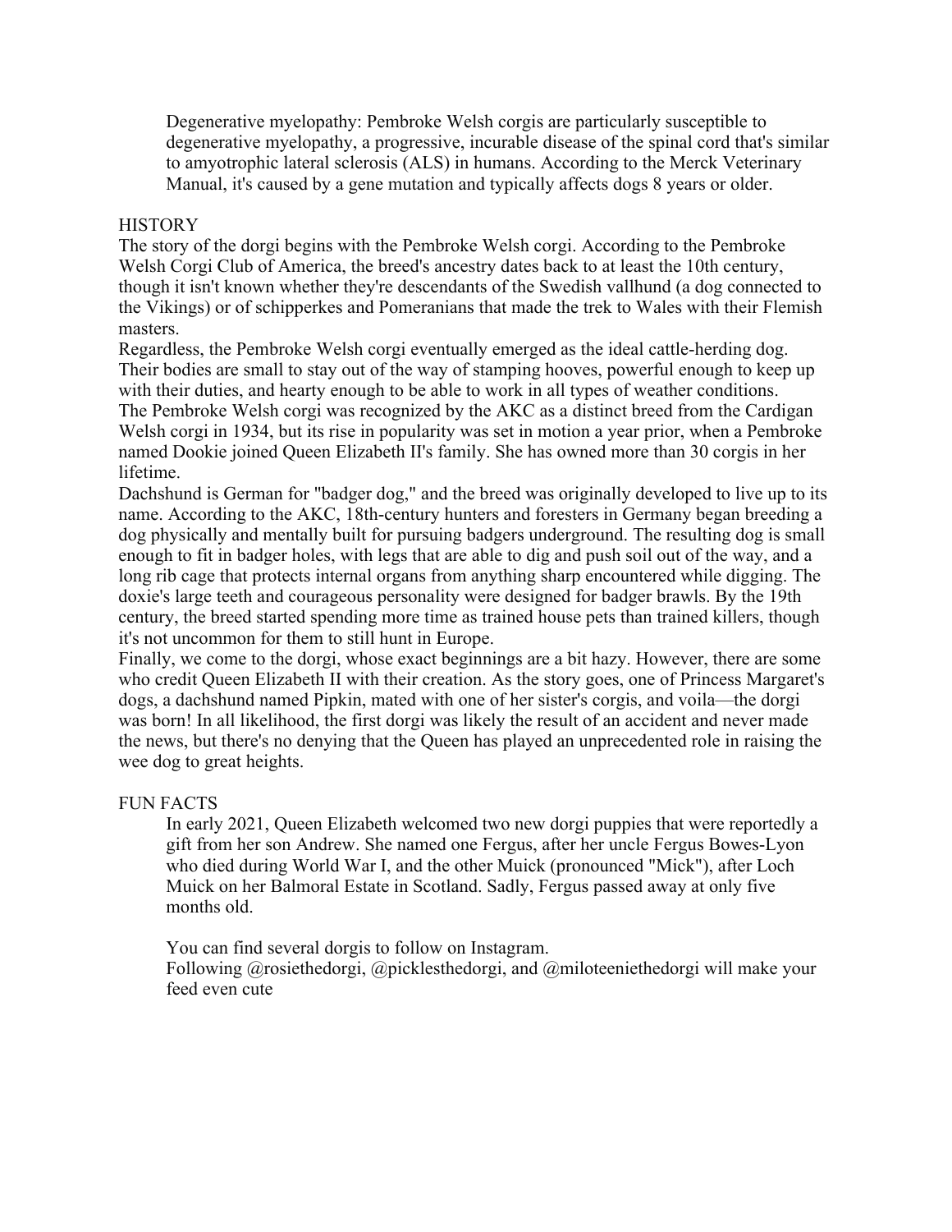Degenerative myelopathy: Pembroke Welsh corgis are particularly susceptible to degenerative myelopathy, a progressive, incurable disease of the spinal cord that's similar to amyotrophic lateral sclerosis (ALS) in humans. According to the Merck Veterinary Manual, it's caused by a gene mutation and typically affects dogs 8 years or older.

## HISTORY

The story of the dorgi begins with the Pembroke Welsh corgi. According to the Pembroke Welsh Corgi Club of America, the breed's ancestry dates back to at least the 10th century, though it isn't known whether they're descendants of the Swedish vallhund (a dog connected to the Vikings) or of schipperkes and Pomeranians that made the trek to Wales with their Flemish masters.

Regardless, the Pembroke Welsh corgi eventually emerged as the ideal cattle-herding dog. Their bodies are small to stay out of the way of stamping hooves, powerful enough to keep up with their duties, and hearty enough to be able to work in all types of weather conditions.

The Pembroke Welsh corgi was recognized by the AKC as a distinct breed from the Cardigan Welsh corgi in 1934, but its rise in popularity was set in motion a year prior, when a Pembroke named Dookie joined Queen Elizabeth II's family. She has owned more than 30 corgis in her lifetime.

Dachshund is German for "badger dog," and the breed was originally developed to live up to its name. According to the AKC, 18th-century hunters and foresters in Germany began breeding a dog physically and mentally built for pursuing badgers underground. The resulting dog is small enough to fit in badger holes, with legs that are able to dig and push soil out of the way, and a long rib cage that protects internal organs from anything sharp encountered while digging. The doxie's large teeth and courageous personality were designed for badger brawls. By the 19th century, the breed started spending more time as trained house pets than trained killers, though it's not uncommon for them to still hunt in Europe.

Finally, we come to the dorgi, whose exact beginnings are a bit hazy. However, there are some who credit Queen Elizabeth II with their creation. As the story goes, one of Princess Margaret's dogs, a dachshund named Pipkin, mated with one of her sister's corgis, and voila—the dorgi was born! In all likelihood, the first dorgi was likely the result of an accident and never made the news, but there's no denying that the Queen has played an unprecedented role in raising the wee dog to great heights.

## FUN FACTS

In early 2021, Queen Elizabeth welcomed two new dorgi puppies that were reportedly a gift from her son Andrew. She named one Fergus, after her uncle Fergus Bowes-Lyon who died during World War I, and the other Muick (pronounced "Mick"), after Loch Muick on her Balmoral Estate in Scotland. Sadly, Fergus passed away at only five months old.

You can find several dorgis to follow on Instagram.
Following @rosiethedorgi, @picklesthedorgi, and @miloteeniethedorgi will make your feed even cute